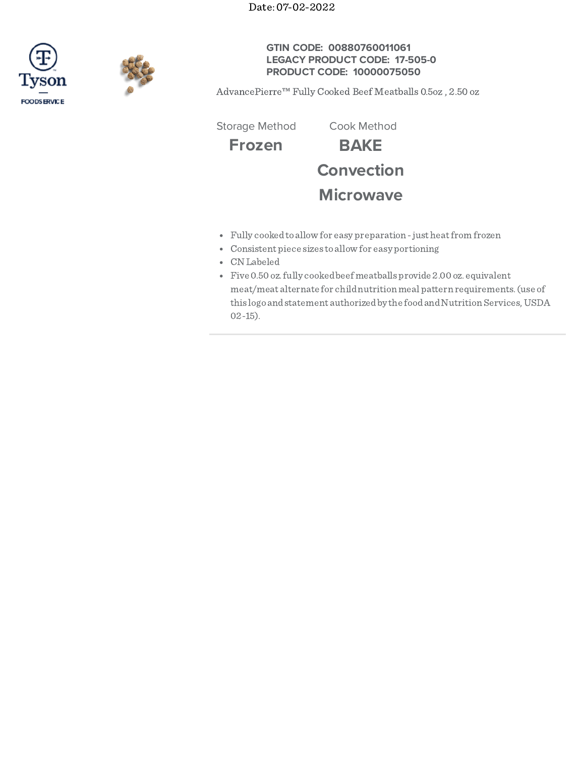Date: 07-02-2022

Tyson FOODSERVICE

**GTIN CODE: 00880760011061**
**LEGACY PRODUCT CODE: 17-505-0**
**PRODUCT CODE: 10000075050**

AdvancePierre™ Fully Cooked Beef Meatballs 0.5oz , 2.50 oz

| Storage Method | Cook Method |
| --- | --- |
| **Frozen** | **BAKE** |
| | **Convection** |
| | **Microwave** |

- Fully cooked to allow for easy preparation - just heat from frozen
- Consistent piece sizes to allow for easy portioning
- CN Labeled
- Five 0.50 oz. fully cooked beef meatballs provide 2.00 oz. equivalent meat/meat alternate for child nutrition meal pattern requirements. (use of this logo and statement authorized by the food and Nutrition Services, USDA 02-15).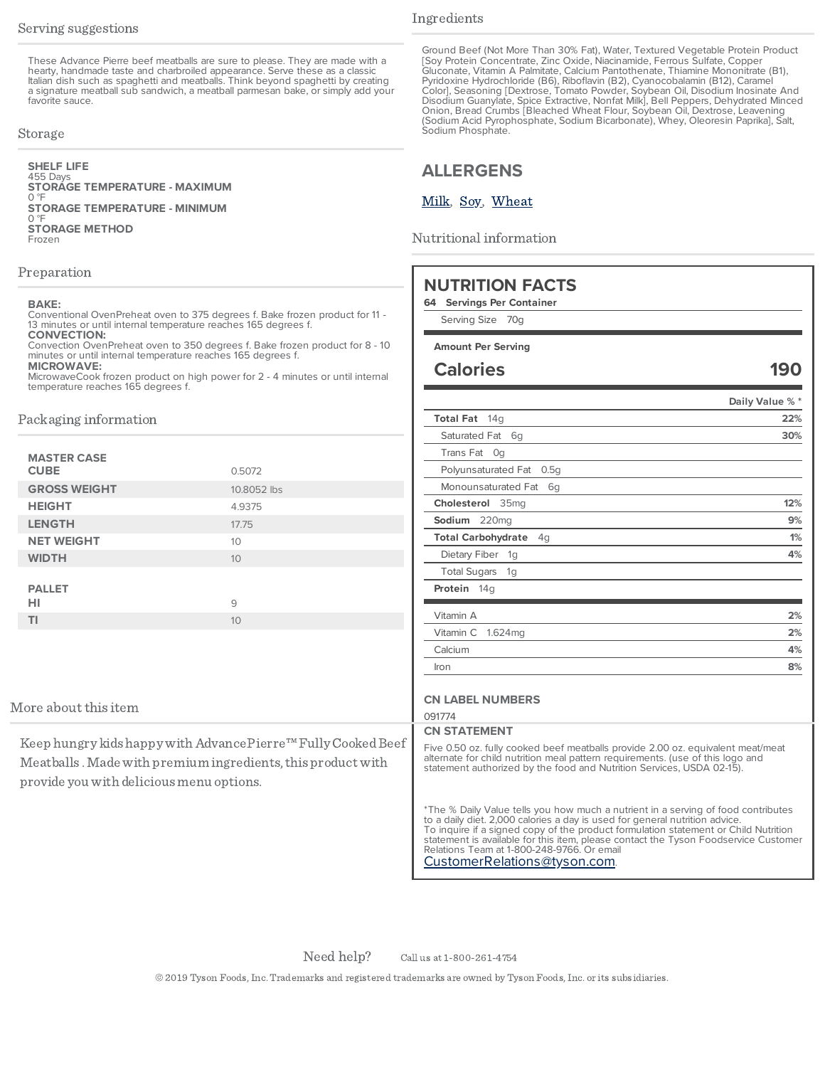## Serving suggestions

These Advance Pierre beef meatballs are sure to please. They are made with a hearty, handmade taste and charbroiled appearance. Serve these as a classic Italian dish such as spaghetti and meatballs. Think beyond spaghetti by creating a signature meatball sub sandwich, a meatball parmesan bake, or simply add your favorite sauce.

## Storage

**SHELF LIFE**
455 Days
**STORAGE TEMPERATURE - MAXIMUM**
0 °F
**STORAGE TEMPERATURE - MINIMUM**
0 °F
**STORAGE METHOD**
Frozen

## Preparation

**BAKE:**
Conventional OvenPreheat oven to 375 degrees f. Bake frozen product for 11 - 13 minutes or until internal temperature reaches 165 degrees f.
**CONVECTION:**
Convection OvenPreheat oven to 350 degrees f. Bake frozen product for 8 - 10 minutes or until internal temperature reaches 165 degrees f.
**MICROWAVE:**
MicrowaveCook frozen product on high power for 2 - 4 minutes or until internal temperature reaches 165 degrees f.

## Packaging information

| | |
|---|---|
| **MASTER CASE** | |
| **CUBE** | 0.5072 |
| **GROSS WEIGHT** | 10.8052 lbs |
| **HEIGHT** | 4.9375 |
| **LENGTH** | 17.75 |
| **NET WEIGHT** | 10 |
| **WIDTH** | 10 |
| **PALLET** | |
| **HI** | 9 |
| **TI** | 10 |

## Ingredients

Ground Beef (Not More Than 30% Fat), Water, Textured Vegetable Protein Product [Soy Protein Concentrate, Zinc Oxide, Niacinamide, Ferrous Sulfate, Copper Gluconate, Vitamin A Palmitate, Calcium Pantothenate, Thiamine Mononitrate (B1), Pyridoxine Hydrochloride (B6), Riboflavin (B2), Cyanocobalamin (B12), Caramel Color], Seasoning [Dextrose, Tomato Powder, Soybean Oil, Disodium Inosinate And Disodium Guanylate, Spice Extractive, Nonfat Milk], Bell Peppers, Dehydrated Minced Onion, Bread Crumbs [Bleached Wheat Flour, Soybean Oil, Dextrose, Leavening (Sodium Acid Pyrophosphate, Sodium Bicarbonate), Whey, Oleoresin Paprika], Salt, Sodium Phosphate.

## ALLERGENS

Milk, Soy, Wheat

## Nutritional information

### NUTRITION FACTS

**64 Servings Per Container**
Serving Size 70g

**Amount Per Serving**
**Calories 190**

| | Daily Value % * |
|---|---|
| **Total Fat** 14g | **22%** |
| Saturated Fat 6g | **30%** |
| Trans Fat 0g | |
| Polyunsaturated Fat 0.5g | |
| Monounsaturated Fat 6g | |
| **Cholesterol** 35mg | **12%** |
| **Sodium** 220mg | **9%** |
| **Total Carbohydrate** 4g | **1%** |
| Dietary Fiber 1g | **4%** |
| Total Sugars 1g | |
| **Protein** 14g | |
| Vitamin A | **2%** |
| Vitamin C 1.624mg | **2%** |
| Calcium | **4%** |
| Iron | **8%** |

**CN LABEL NUMBERS**
091774

**CN STATEMENT**
Five 0.50 oz. fully cooked beef meatballs provide 2.00 oz. equivalent meat/meat alternate for child nutrition meal pattern requirements. (use of this logo and statement authorized by the food and Nutrition Services, USDA 02-15).

*The % Daily Value tells you how much a nutrient in a serving of food contributes to a daily diet. 2,000 calories a day is used for general nutrition advice.
To inquire if a signed copy of the product formulation statement or Child Nutrition statement is available for this item, please contact the Tyson Foodservice Customer Relations Team at 1-800-248-9766. Or email CustomerRelations@tyson.com.

## More about this item

Keep hungry kids happy with AdvancePierre™ Fully Cooked Beef Meatballs . Made with premium ingredients, this product with provide you with delicious menu options.

Need help? Call us at 1-800-261-4754

© 2019 Tyson Foods, Inc. Trademarks and registered trademarks are owned by Tyson Foods, Inc. or its subsidiaries.